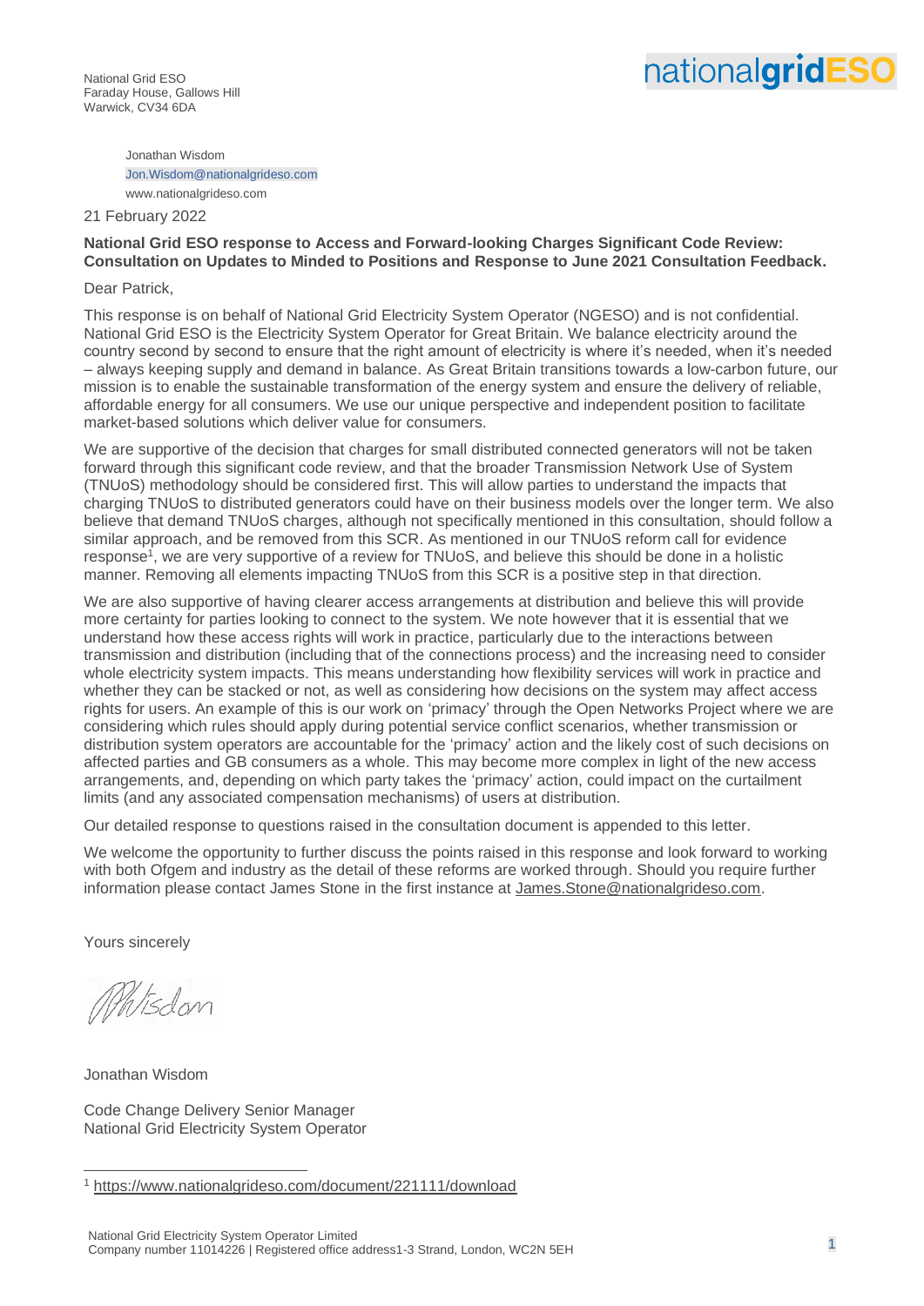National Grid ESO
Faraday House, Gallows Hill
Warwick, CV34 6DA

Jonathan Wisdom
Jon.Wisdom@nationalgrideso.com
www.nationalgrideso.com

21 February 2022

**National Grid ESO response to Access and Forward-looking Charges Significant Code Review: Consultation on Updates to Minded to Positions and Response to June 2021 Consultation Feedback.**

Dear Patrick,

This response is on behalf of National Grid Electricity System Operator (NGESO) and is not confidential. National Grid ESO is the Electricity System Operator for Great Britain. We balance electricity around the country second by second to ensure that the right amount of electricity is where it's needed, when it's needed – always keeping supply and demand in balance. As Great Britain transitions towards a low-carbon future, our mission is to enable the sustainable transformation of the energy system and ensure the delivery of reliable, affordable energy for all consumers. We use our unique perspective and independent position to facilitate market-based solutions which deliver value for consumers.

We are supportive of the decision that charges for small distributed connected generators will not be taken forward through this significant code review, and that the broader Transmission Network Use of System (TNUoS) methodology should be considered first. This will allow parties to understand the impacts that charging TNUoS to distributed generators could have on their business models over the longer term. We also believe that demand TNUoS charges, although not specifically mentioned in this consultation, should follow a similar approach, and be removed from this SCR. As mentioned in our TNUoS reform call for evidence response[1], we are very supportive of a review for TNUoS, and believe this should be done in a holistic manner. Removing all elements impacting TNUoS from this SCR is a positive step in that direction.

We are also supportive of having clearer access arrangements at distribution and believe this will provide more certainty for parties looking to connect to the system. We note however that it is essential that we understand how these access rights will work in practice, particularly due to the interactions between transmission and distribution (including that of the connections process) and the increasing need to consider whole electricity system impacts. This means understanding how flexibility services will work in practice and whether they can be stacked or not, as well as considering how decisions on the system may affect access rights for users. An example of this is our work on 'primacy' through the Open Networks Project where we are considering which rules should apply during potential service conflict scenarios, whether transmission or distribution system operators are accountable for the 'primacy' action and the likely cost of such decisions on affected parties and GB consumers as a whole. This may become more complex in light of the new access arrangements, and, depending on which party takes the 'primacy' action, could impact on the curtailment limits (and any associated compensation mechanisms) of users at distribution.

Our detailed response to questions raised in the consultation document is appended to this letter.

We welcome the opportunity to further discuss the points raised in this response and look forward to working with both Ofgem and industry as the detail of these reforms are worked through. Should you require further information please contact James Stone in the first instance at James.Stone@nationalgrideso.com.

Yours sincerely

Jonathan Wisdom

Code Change Delivery Senior Manager
National Grid Electricity System Operator

[1] https://www.nationalgrideso.com/document/221111/download

National Grid Electricity System Operator Limited
Company number 11014226 | Registered office address1-3 Strand, London, WC2N 5EH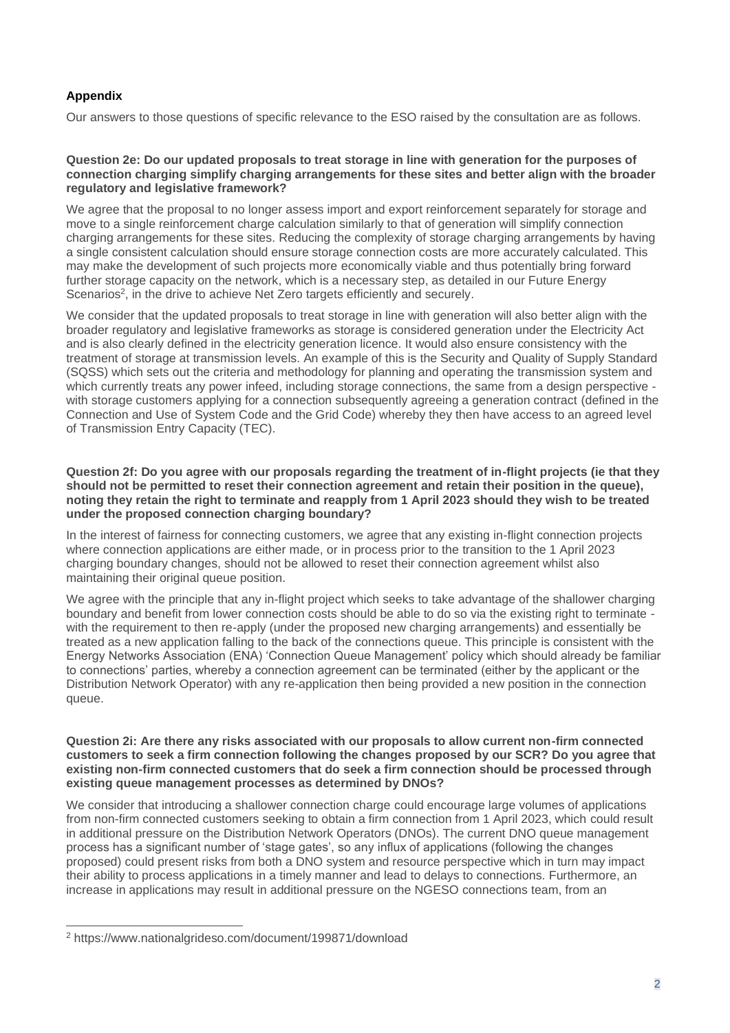**Appendix**

Our answers to those questions of specific relevance to the ESO raised by the consultation are as follows.

**Question 2e: Do our updated proposals to treat storage in line with generation for the purposes of connection charging simplify charging arrangements for these sites and better align with the broader regulatory and legislative framework?**

We agree that the proposal to no longer assess import and export reinforcement separately for storage and move to a single reinforcement charge calculation similarly to that of generation will simplify connection charging arrangements for these sites. Reducing the complexity of storage charging arrangements by having a single consistent calculation should ensure storage connection costs are more accurately calculated. This may make the development of such projects more economically viable and thus potentially bring forward further storage capacity on the network, which is a necessary step, as detailed in our Future Energy Scenarios[2], in the drive to achieve Net Zero targets efficiently and securely.

We consider that the updated proposals to treat storage in line with generation will also better align with the broader regulatory and legislative frameworks as storage is considered generation under the Electricity Act and is also clearly defined in the electricity generation licence. It would also ensure consistency with the treatment of storage at transmission levels. An example of this is the Security and Quality of Supply Standard (SQSS) which sets out the criteria and methodology for planning and operating the transmission system and which currently treats any power infeed, including storage connections, the same from a design perspective - with storage customers applying for a connection subsequently agreeing a generation contract (defined in the Connection and Use of System Code and the Grid Code) whereby they then have access to an agreed level of Transmission Entry Capacity (TEC).

**Question 2f: Do you agree with our proposals regarding the treatment of in-flight projects (ie that they should not be permitted to reset their connection agreement and retain their position in the queue), noting they retain the right to terminate and reapply from 1 April 2023 should they wish to be treated under the proposed connection charging boundary?**

In the interest of fairness for connecting customers, we agree that any existing in-flight connection projects where connection applications are either made, or in process prior to the transition to the 1 April 2023 charging boundary changes, should not be allowed to reset their connection agreement whilst also maintaining their original queue position.

We agree with the principle that any in-flight project which seeks to take advantage of the shallower charging boundary and benefit from lower connection costs should be able to do so via the existing right to terminate - with the requirement to then re-apply (under the proposed new charging arrangements) and essentially be treated as a new application falling to the back of the connections queue. This principle is consistent with the Energy Networks Association (ENA) 'Connection Queue Management' policy which should already be familiar to connections' parties, whereby a connection agreement can be terminated (either by the applicant or the Distribution Network Operator) with any re-application then being provided a new position in the connection queue.

**Question 2i: Are there any risks associated with our proposals to allow current non-firm connected customers to seek a firm connection following the changes proposed by our SCR? Do you agree that existing non-firm connected customers that do seek a firm connection should be processed through existing queue management processes as determined by DNOs?**

We consider that introducing a shallower connection charge could encourage large volumes of applications from non-firm connected customers seeking to obtain a firm connection from 1 April 2023, which could result in additional pressure on the Distribution Network Operators (DNOs). The current DNO queue management process has a significant number of 'stage gates', so any influx of applications (following the changes proposed) could present risks from both a DNO system and resource perspective which in turn may impact their ability to process applications in a timely manner and lead to delays to connections. Furthermore, an increase in applications may result in additional pressure on the NGESO connections team, from an

[2] https://www.nationalgrideso.com/document/199871/download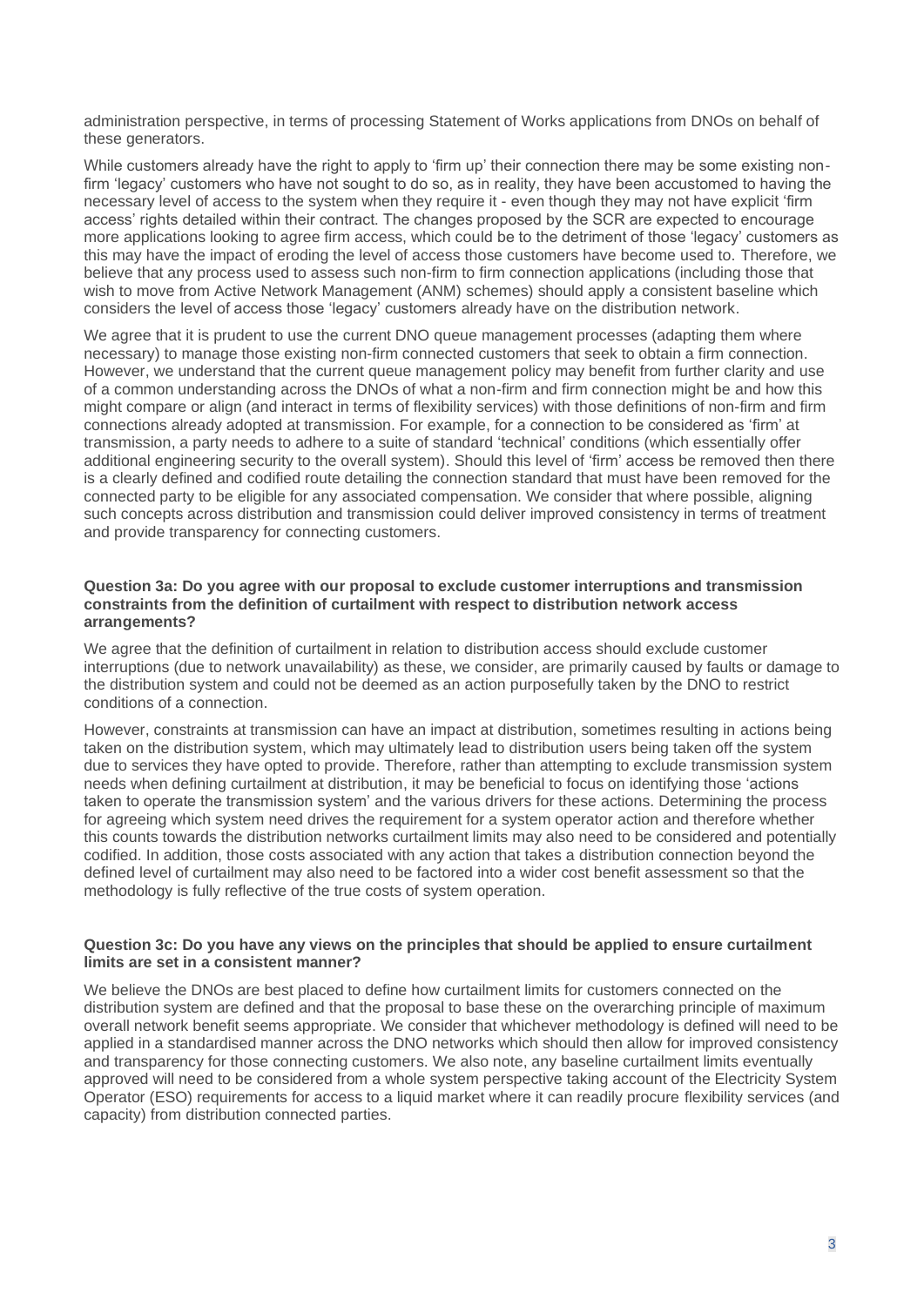administration perspective, in terms of processing Statement of Works applications from DNOs on behalf of these generators.

While customers already have the right to apply to 'firm up' their connection there may be some existing non-firm 'legacy' customers who have not sought to do so, as in reality, they have been accustomed to having the necessary level of access to the system when they require it - even though they may not have explicit 'firm access' rights detailed within their contract. The changes proposed by the SCR are expected to encourage more applications looking to agree firm access, which could be to the detriment of those 'legacy' customers as this may have the impact of eroding the level of access those customers have become used to. Therefore, we believe that any process used to assess such non-firm to firm connection applications (including those that wish to move from Active Network Management (ANM) schemes) should apply a consistent baseline which considers the level of access those 'legacy' customers already have on the distribution network.

We agree that it is prudent to use the current DNO queue management processes (adapting them where necessary) to manage those existing non-firm connected customers that seek to obtain a firm connection. However, we understand that the current queue management policy may benefit from further clarity and use of a common understanding across the DNOs of what a non-firm and firm connection might be and how this might compare or align (and interact in terms of flexibility services) with those definitions of non-firm and firm connections already adopted at transmission. For example, for a connection to be considered as 'firm' at transmission, a party needs to adhere to a suite of standard 'technical' conditions (which essentially offer additional engineering security to the overall system). Should this level of 'firm' access be removed then there is a clearly defined and codified route detailing the connection standard that must have been removed for the connected party to be eligible for any associated compensation. We consider that where possible, aligning such concepts across distribution and transmission could deliver improved consistency in terms of treatment and provide transparency for connecting customers.

**Question 3a: Do you agree with our proposal to exclude customer interruptions and transmission constraints from the definition of curtailment with respect to distribution network access arrangements?**

We agree that the definition of curtailment in relation to distribution access should exclude customer interruptions (due to network unavailability) as these, we consider, are primarily caused by faults or damage to the distribution system and could not be deemed as an action purposefully taken by the DNO to restrict conditions of a connection.

However, constraints at transmission can have an impact at distribution, sometimes resulting in actions being taken on the distribution system, which may ultimately lead to distribution users being taken off the system due to services they have opted to provide. Therefore, rather than attempting to exclude transmission system needs when defining curtailment at distribution, it may be beneficial to focus on identifying those 'actions taken to operate the transmission system' and the various drivers for these actions. Determining the process for agreeing which system need drives the requirement for a system operator action and therefore whether this counts towards the distribution networks curtailment limits may also need to be considered and potentially codified. In addition, those costs associated with any action that takes a distribution connection beyond the defined level of curtailment may also need to be factored into a wider cost benefit assessment so that the methodology is fully reflective of the true costs of system operation.

**Question 3c: Do you have any views on the principles that should be applied to ensure curtailment limits are set in a consistent manner?**

We believe the DNOs are best placed to define how curtailment limits for customers connected on the distribution system are defined and that the proposal to base these on the overarching principle of maximum overall network benefit seems appropriate. We consider that whichever methodology is defined will need to be applied in a standardised manner across the DNO networks which should then allow for improved consistency and transparency for those connecting customers. We also note, any baseline curtailment limits eventually approved will need to be considered from a whole system perspective taking account of the Electricity System Operator (ESO) requirements for access to a liquid market where it can readily procure flexibility services (and capacity) from distribution connected parties.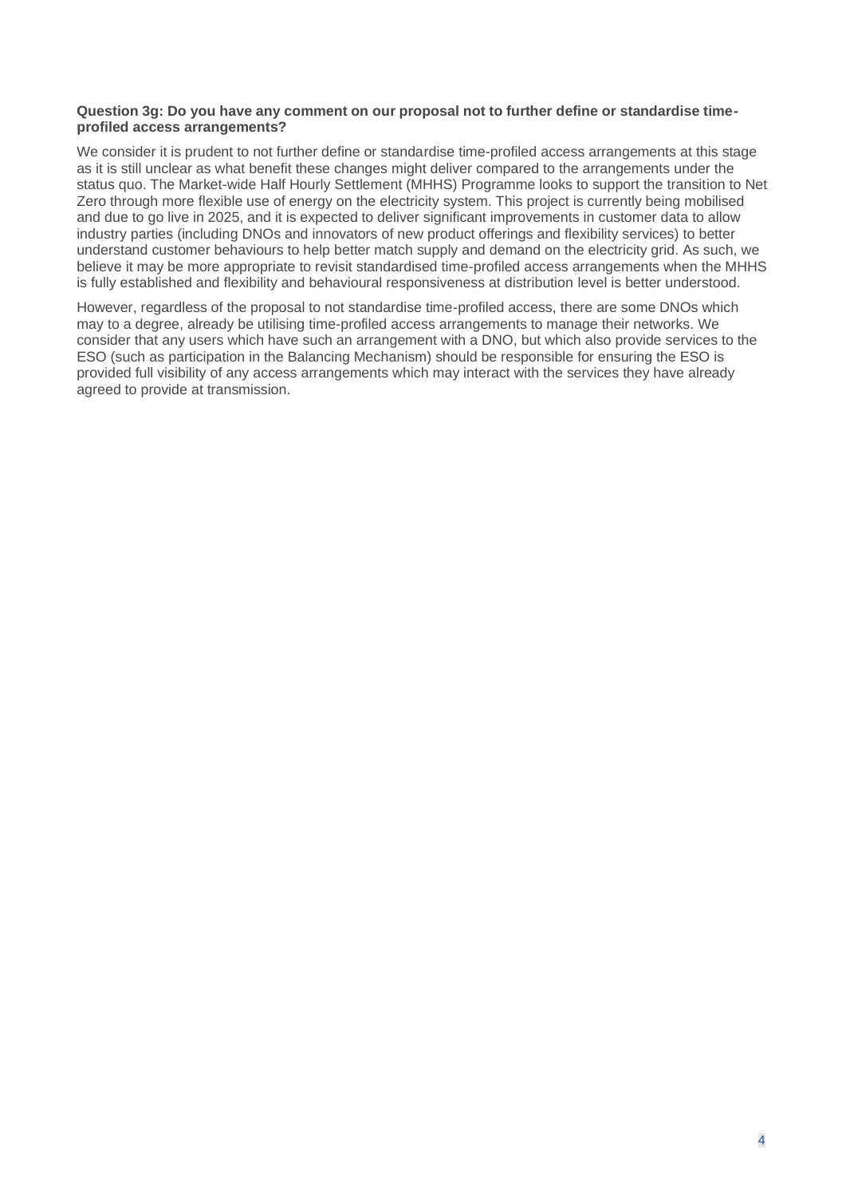**Question 3g: Do you have any comment on our proposal not to further define or standardise time-profiled access arrangements?**

We consider it is prudent to not further define or standardise time-profiled access arrangements at this stage as it is still unclear as what benefit these changes might deliver compared to the arrangements under the status quo. The Market-wide Half Hourly Settlement (MHHS) Programme looks to support the transition to Net Zero through more flexible use of energy on the electricity system. This project is currently being mobilised and due to go live in 2025, and it is expected to deliver significant improvements in customer data to allow industry parties (including DNOs and innovators of new product offerings and flexibility services) to better understand customer behaviours to help better match supply and demand on the electricity grid. As such, we believe it may be more appropriate to revisit standardised time-profiled access arrangements when the MHHS is fully established and flexibility and behavioural responsiveness at distribution level is better understood.

However, regardless of the proposal to not standardise time-profiled access, there are some DNOs which may to a degree, already be utilising time-profiled access arrangements to manage their networks. We consider that any users which have such an arrangement with a DNO, but which also provide services to the ESO (such as participation in the Balancing Mechanism) should be responsible for ensuring the ESO is provided full visibility of any access arrangements which may interact with the services they have already agreed to provide at transmission.